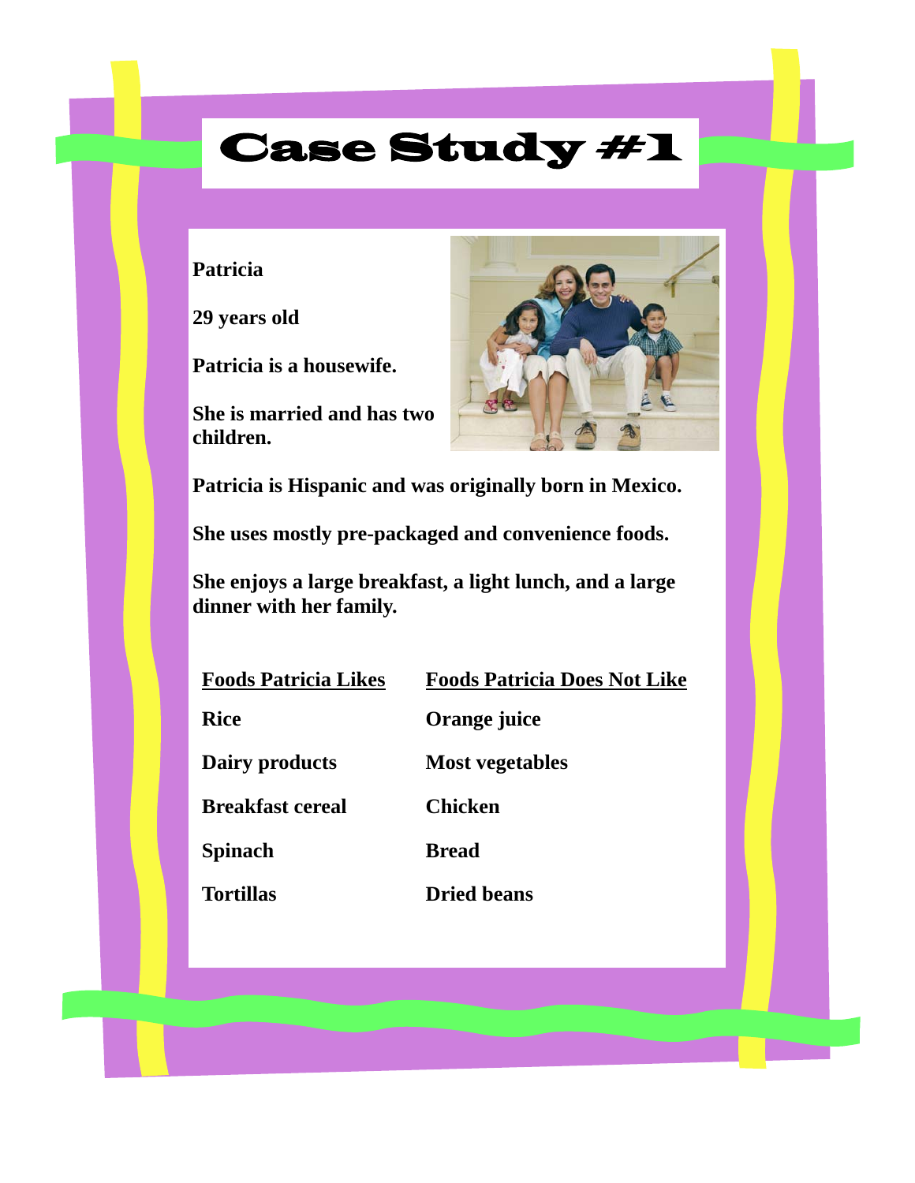# Case Study #1

**Patricia**

**29 years old**

**Patricia is a housewife.**

**She is married and has two children.**

**Patricia is Hispanic and was originally born in Mexico.**

**She uses mostly pre-packaged and convenience foods.**

**She enjoys a large breakfast, a light lunch, and a large dinner with her family.**

| Foods Patricia Likes | Foods Patricia Does Not Like |
|---|---|
| Rice | Orange juice |
| Dairy products | Most vegetables |
| Breakfast cereal | Chicken |
| Spinach | Bread |
| Tortillas | Dried beans |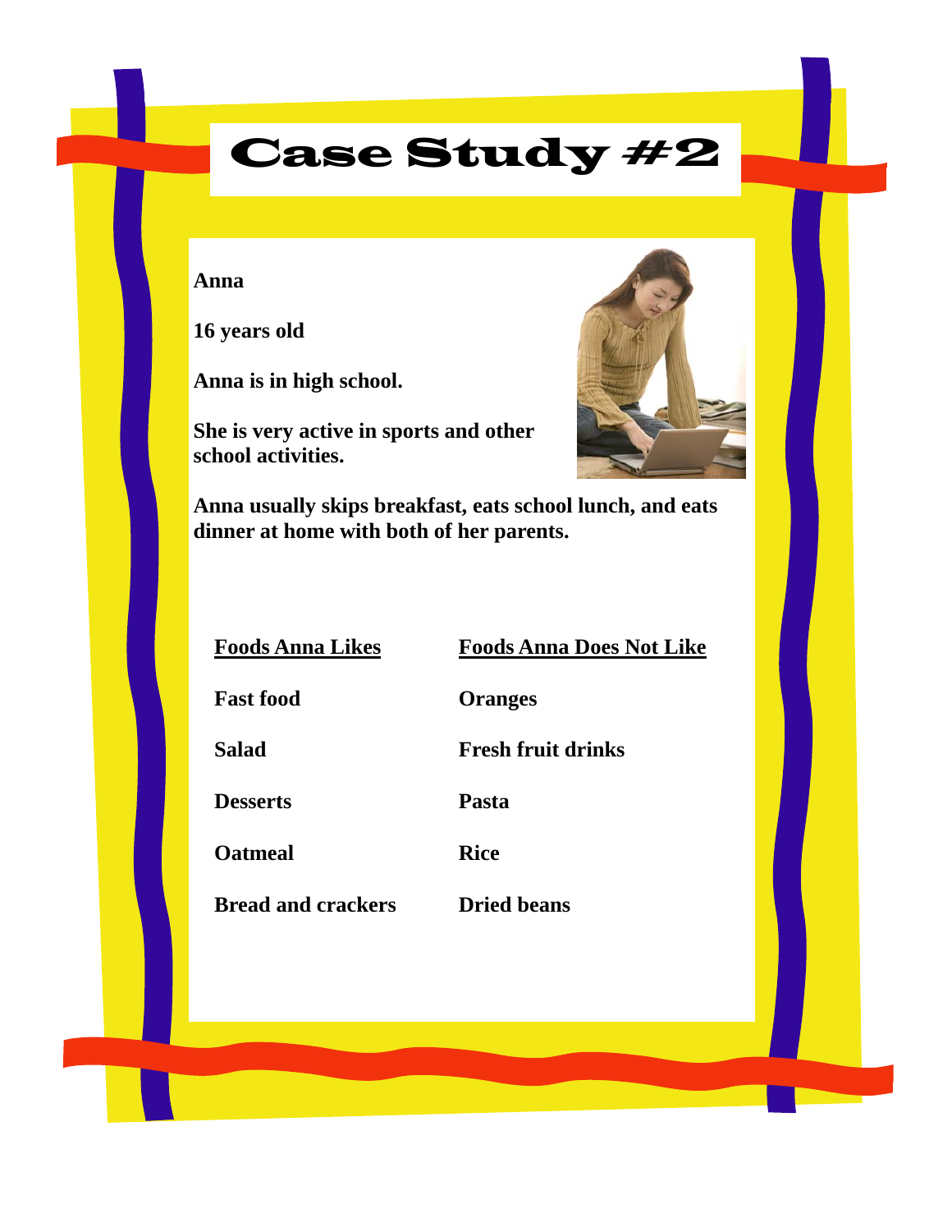# Case Study #2

**Anna**

**16 years old**

**Anna is in high school.**

**She is very active in sports and other school activities.**

**Anna usually skips breakfast, eats school lunch, and eats dinner at home with both of her parents.**

| Foods Anna Likes | Foods Anna Does Not Like |
| --- | --- |
| Fast food | Oranges |
| Salad | Fresh fruit drinks |
| Desserts | Pasta |
| Oatmeal | Rice |
| Bread and crackers | Dried beans |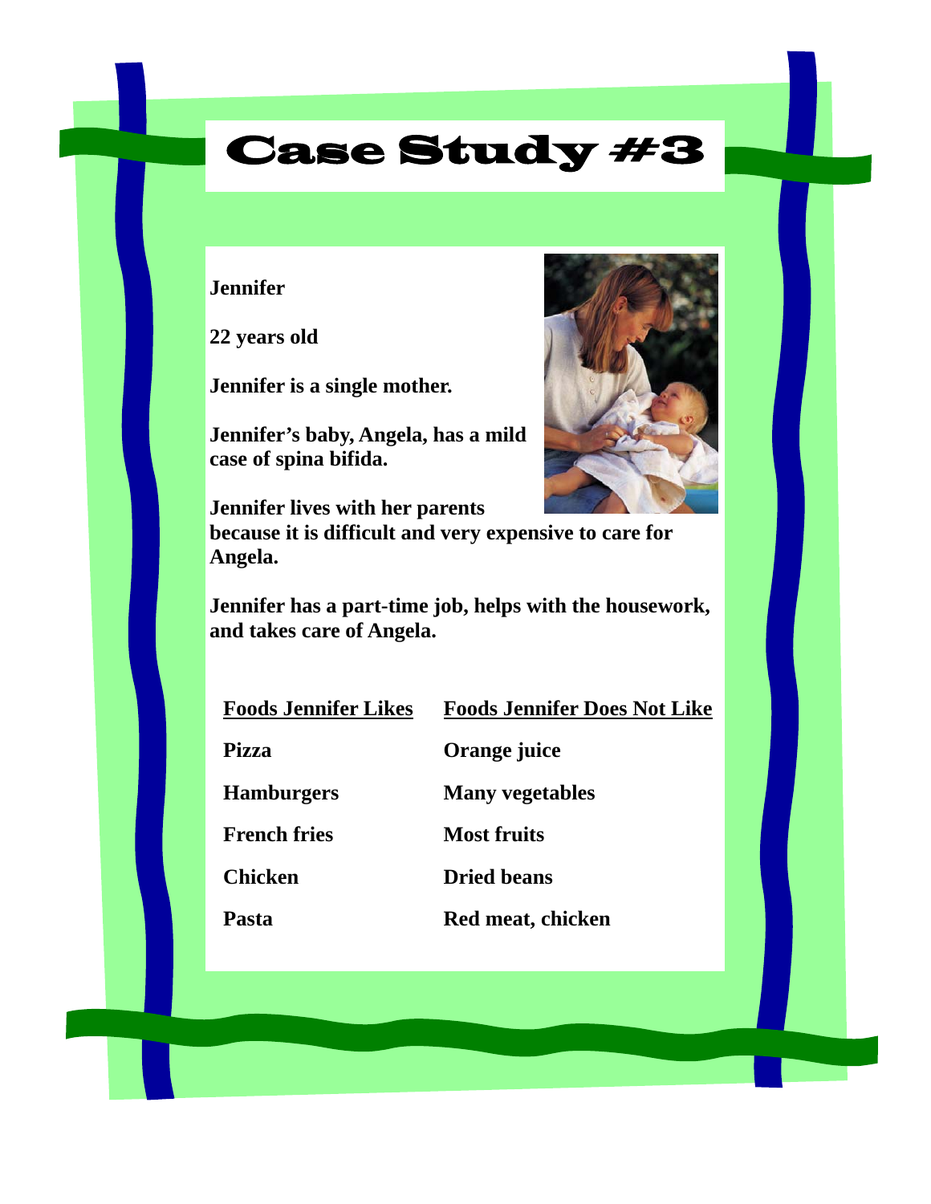# Case Study #3

**Jennifer**

**22 years old**

**Jennifer is a single mother.**

**Jennifer's baby, Angela, has a mild case of spina bifida.**

**Jennifer lives with her parents because it is difficult and very expensive to care for Angela.**

**Jennifer has a part-time job, helps with the housework, and takes care of Angela.**

| Foods Jennifer Likes | Foods Jennifer Does Not Like |
|---|---|
| Pizza | Orange juice |
| Hamburgers | Many vegetables |
| French fries | Most fruits |
| Chicken | Dried beans |
| Pasta | Red meat, chicken |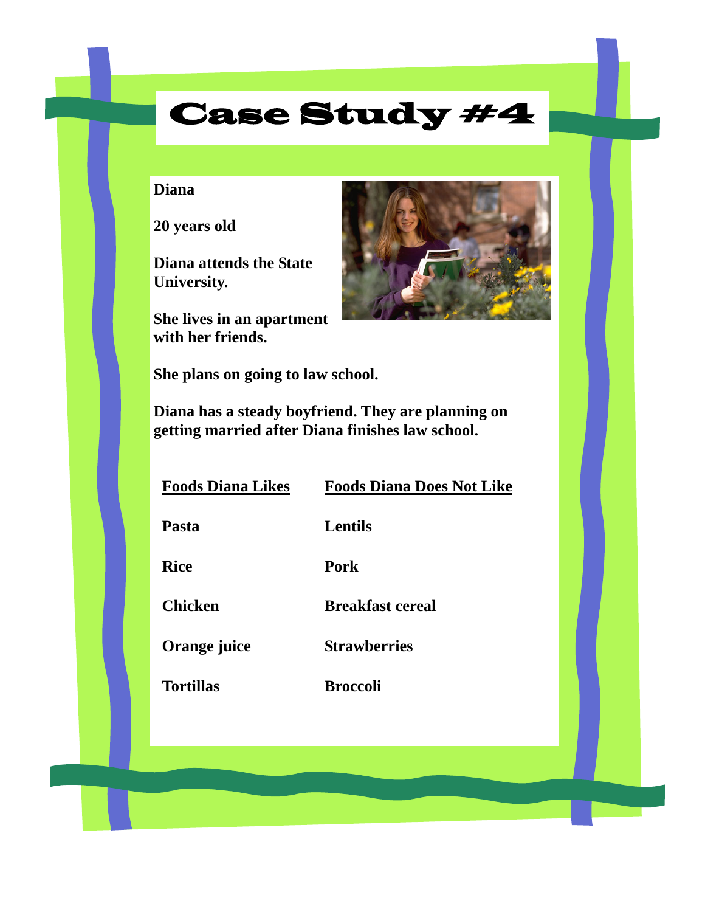# Case Study #4

**Diana**

**20 years old**

**Diana attends the State University.**

**She lives in an apartment with her friends.**

**She plans on going to law school.**

**Diana has a steady boyfriend. They are planning on getting married after Diana finishes law school.**

| Foods Diana Likes | Foods Diana Does Not Like |
|---|---|
| Pasta | Lentils |
| Rice | Pork |
| Chicken | Breakfast cereal |
| Orange juice | Strawberries |
| Tortillas | Broccoli |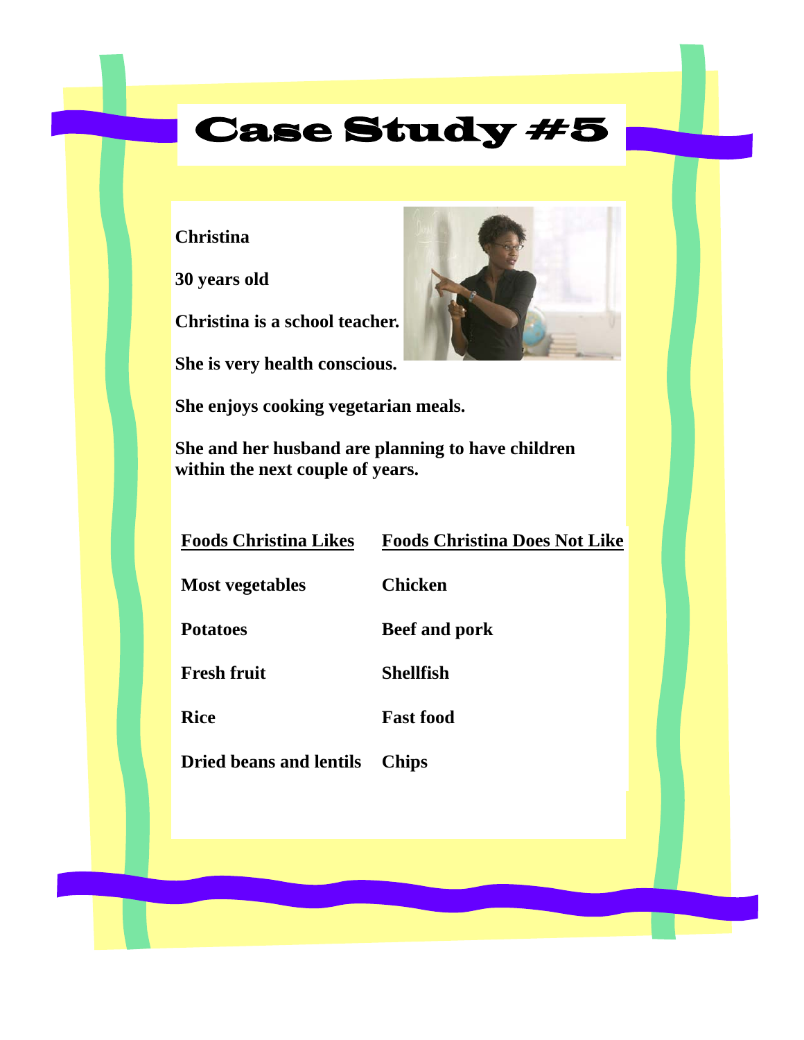# Case Study #5

**Christina**

**30 years old**

**Christina is a school teacher.**

**She is very health conscious.**

**She enjoys cooking vegetarian meals.**

**She and her husband are planning to have children within the next couple of years.**

| Foods Christina Likes | Foods Christina Does Not Like |
|---|---|
| Most vegetables | Chicken |
| Potatoes | Beef and pork |
| Fresh fruit | Shellfish |
| Rice | Fast food |
| Dried beans and lentils | Chips |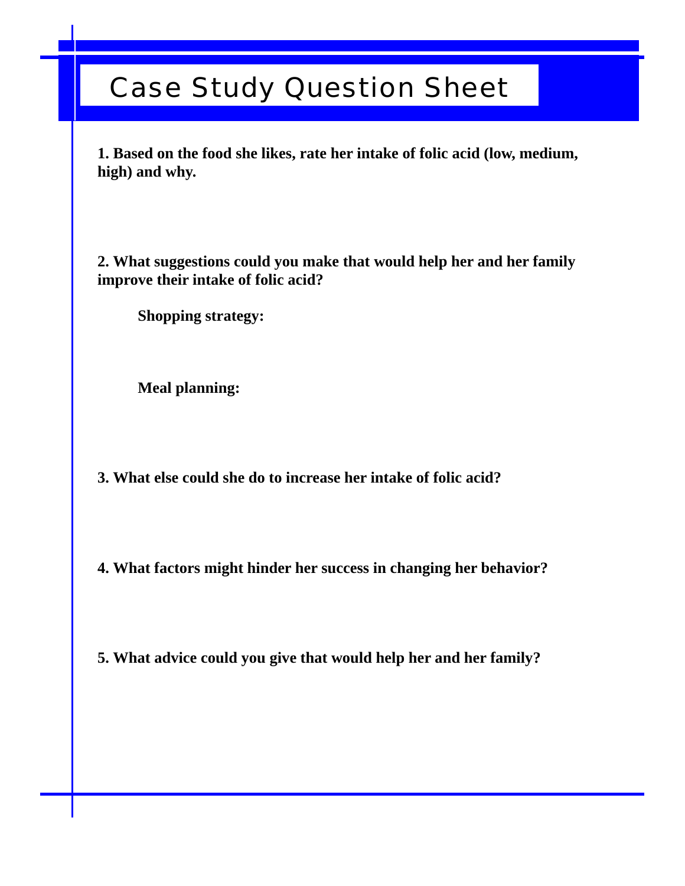# Case Study Question Sheet

**1. Based on the food she likes, rate her intake of folic acid (low, medium, high) and why.**

**2. What suggestions could you make that would help her and her family improve their intake of folic acid?**

**Shopping strategy:**

**Meal planning:**

**3. What else could she do to increase her intake of folic acid?**

**4. What factors might hinder her success in changing her behavior?**

**5. What advice could you give that would help her and her family?**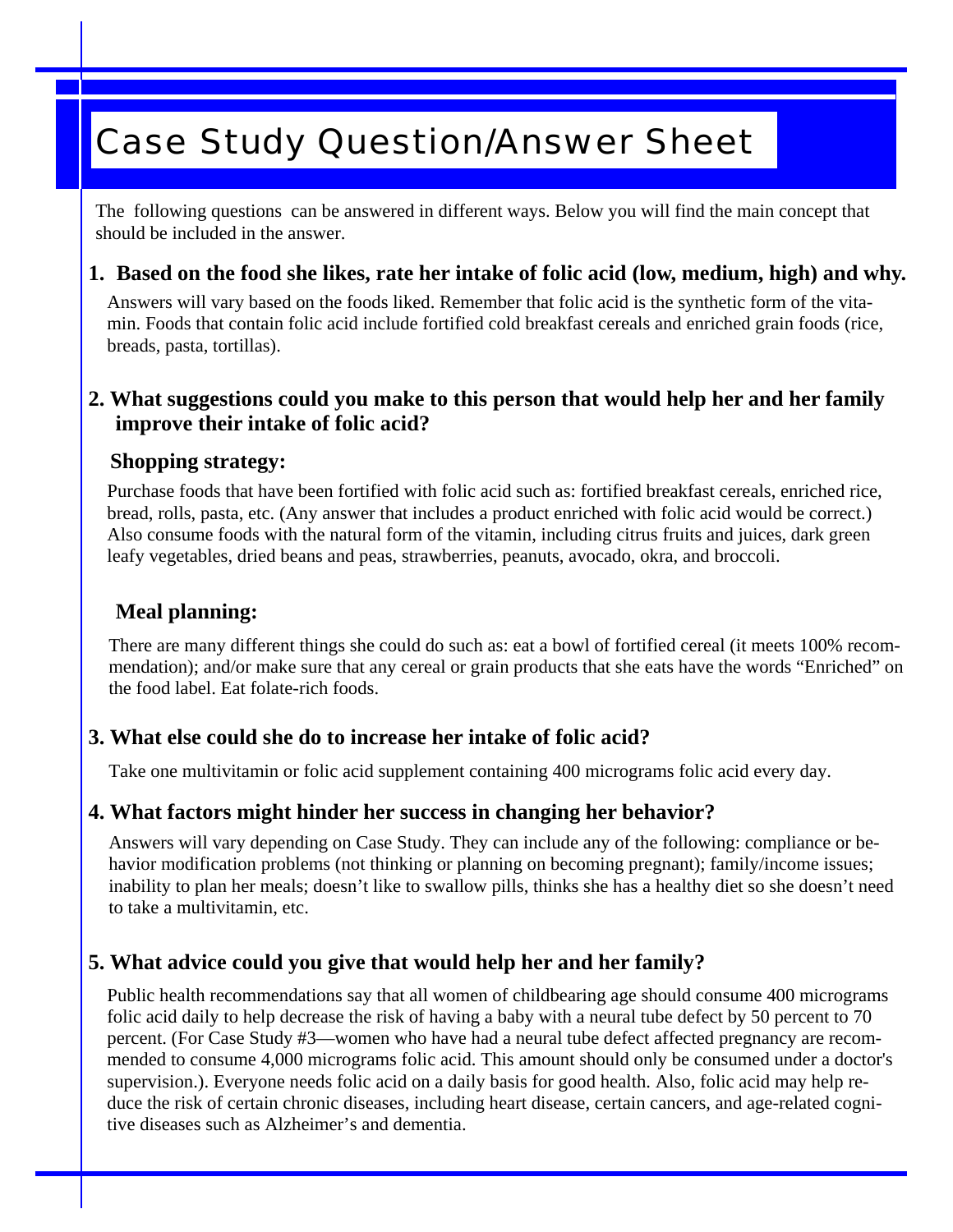# Case Study Question/Answer Sheet

The following questions can be answered in different ways. Below you will find the main concept that should be included in the answer.

### 1. Based on the food she likes, rate her intake of folic acid (low, medium, high) and why.

Answers will vary based on the foods liked. Remember that folic acid is the synthetic form of the vitamin. Foods that contain folic acid include fortified cold breakfast cereals and enriched grain foods (rice, breads, pasta, tortillas).

### 2. What suggestions could you make to this person that would help her and her family improve their intake of folic acid?

**Shopping strategy:**

Purchase foods that have been fortified with folic acid such as: fortified breakfast cereals, enriched rice, bread, rolls, pasta, etc. (Any answer that includes a product enriched with folic acid would be correct.) Also consume foods with the natural form of the vitamin, including citrus fruits and juices, dark green leafy vegetables, dried beans and peas, strawberries, peanuts, avocado, okra, and broccoli.

**Meal planning:**

There are many different things she could do such as: eat a bowl of fortified cereal (it meets 100% recommendation); and/or make sure that any cereal or grain products that she eats have the words "Enriched" on the food label. Eat folate-rich foods.

### 3. What else could she do to increase her intake of folic acid?

Take one multivitamin or folic acid supplement containing 400 micrograms folic acid every day.

### 4. What factors might hinder her success in changing her behavior?

Answers will vary depending on Case Study. They can include any of the following: compliance or behavior modification problems (not thinking or planning on becoming pregnant); family/income issues; inability to plan her meals; doesn't like to swallow pills, thinks she has a healthy diet so she doesn't need to take a multivitamin, etc.

### 5. What advice could you give that would help her and her family?

Public health recommendations say that all women of childbearing age should consume 400 micrograms folic acid daily to help decrease the risk of having a baby with a neural tube defect by 50 percent to 70 percent. (For Case Study #3—women who have had a neural tube defect affected pregnancy are recommended to consume 4,000 micrograms folic acid. This amount should only be consumed under a doctor's supervision.). Everyone needs folic acid on a daily basis for good health. Also, folic acid may help reduce the risk of certain chronic diseases, including heart disease, certain cancers, and age-related cognitive diseases such as Alzheimer's and dementia.